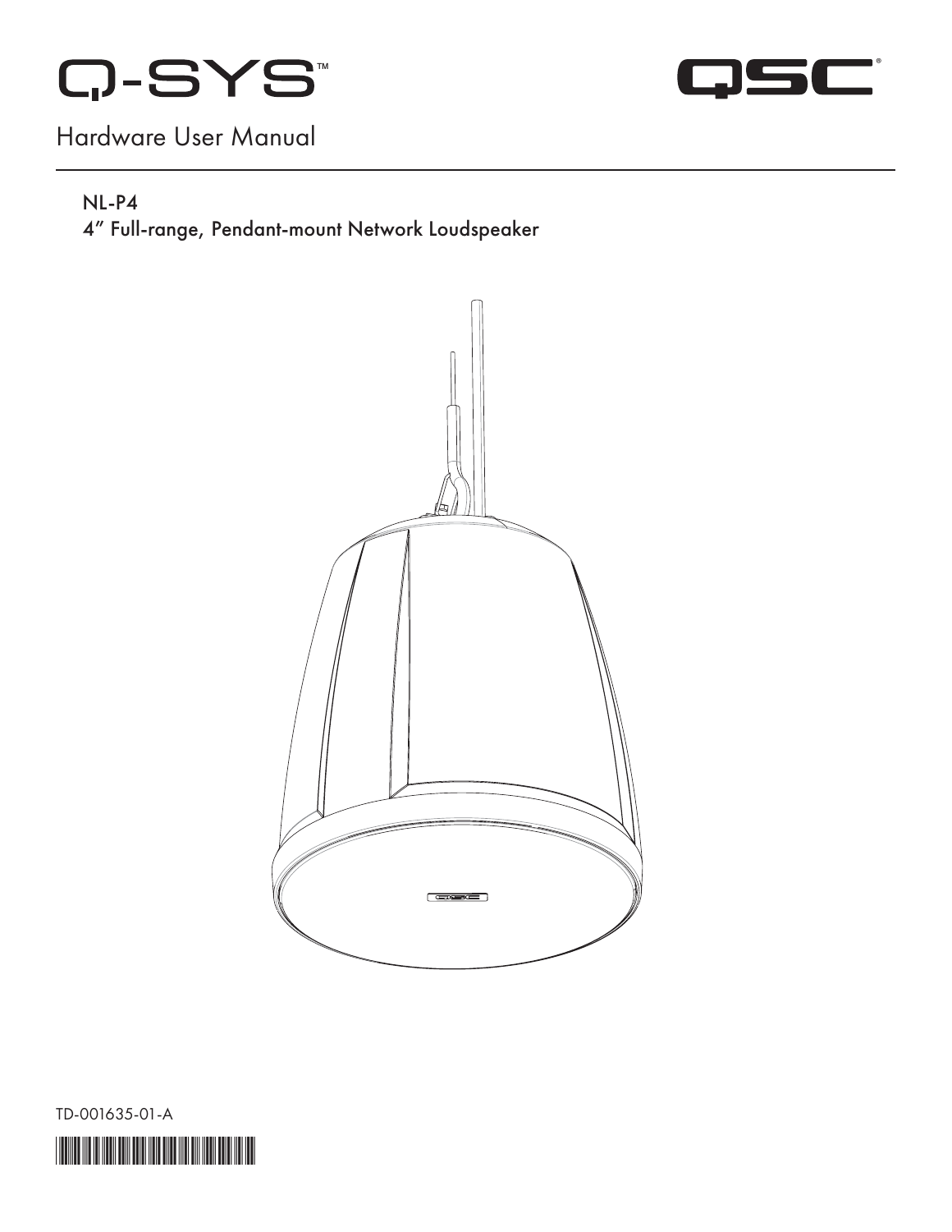Q-SYS™

QSC®

# Hardware User Manual

## NL-P4
4" Full-range, Pendant-mount Network Loudspeaker

TD-001635-01-A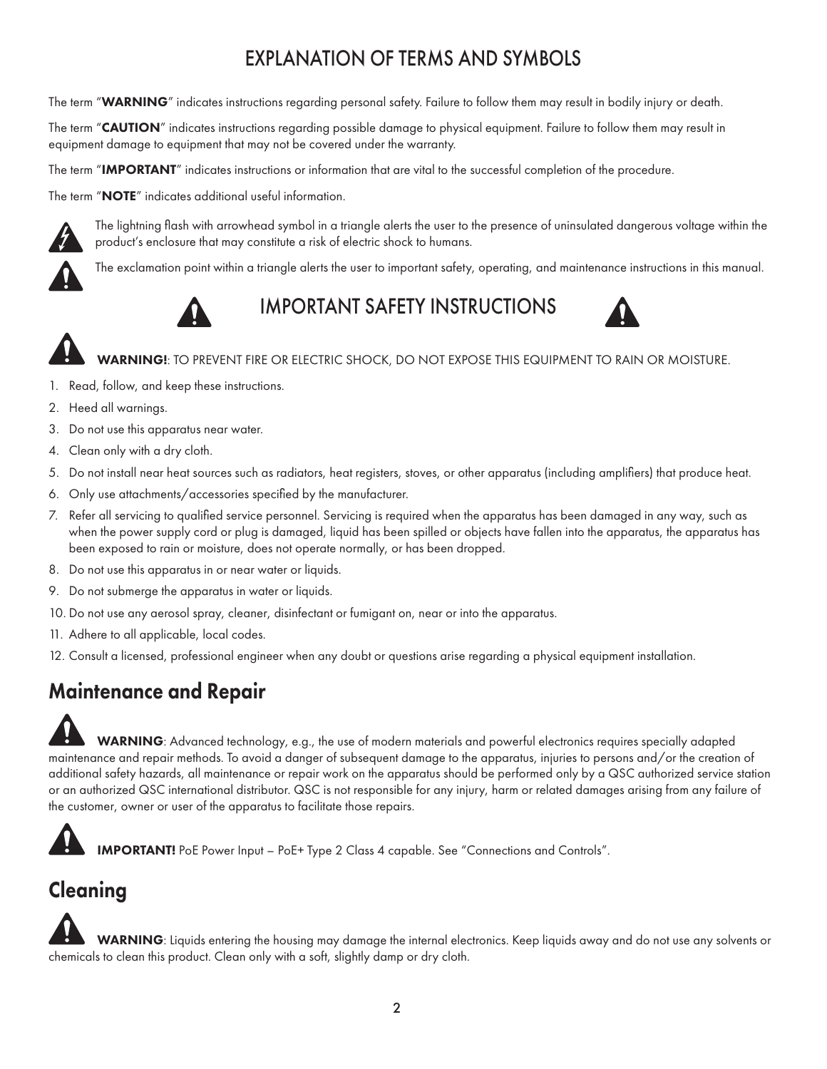# EXPLANATION OF TERMS AND SYMBOLS

The term "**WARNING**" indicates instructions regarding personal safety. Failure to follow them may result in bodily injury or death.

The term "**CAUTION**" indicates instructions regarding possible damage to physical equipment. Failure to follow them may result in equipment damage to equipment that may not be covered under the warranty.

The term "**IMPORTANT**" indicates instructions or information that are vital to the successful completion of the procedure.

The term "**NOTE**" indicates additional useful information.

The lightning flash with arrowhead symbol in a triangle alerts the user to the presence of uninsulated dangerous voltage within the product's enclosure that may constitute a risk of electric shock to humans.

The exclamation point within a triangle alerts the user to important safety, operating, and maintenance instructions in this manual.

# IMPORTANT SAFETY INSTRUCTIONS

**WARNING!**: TO PREVENT FIRE OR ELECTRIC SHOCK, DO NOT EXPOSE THIS EQUIPMENT TO RAIN OR MOISTURE.

1. Read, follow, and keep these instructions.
2. Heed all warnings.
3. Do not use this apparatus near water.
4. Clean only with a dry cloth.
5. Do not install near heat sources such as radiators, heat registers, stoves, or other apparatus (including amplifiers) that produce heat.
6. Only use attachments/accessories specified by the manufacturer.
7. Refer all servicing to qualified service personnel. Servicing is required when the apparatus has been damaged in any way, such as when the power supply cord or plug is damaged, liquid has been spilled or objects have fallen into the apparatus, the apparatus has been exposed to rain or moisture, does not operate normally, or has been dropped.
8. Do not use this apparatus in or near water or liquids.
9. Do not submerge the apparatus in water or liquids.
10. Do not use any aerosol spray, cleaner, disinfectant or fumigant on, near or into the apparatus.
11. Adhere to all applicable, local codes.
12. Consult a licensed, professional engineer when any doubt or questions arise regarding a physical equipment installation.

## Maintenance and Repair

**WARNING**: Advanced technology, e.g., the use of modern materials and powerful electronics requires specially adapted maintenance and repair methods. To avoid a danger of subsequent damage to the apparatus, injuries to persons and/or the creation of additional safety hazards, all maintenance or repair work on the apparatus should be performed only by a QSC authorized service station or an authorized QSC international distributor. QSC is not responsible for any injury, harm or related damages arising from any failure of the customer, owner or user of the apparatus to facilitate those repairs.

**IMPORTANT!** PoE Power Input – PoE+ Type 2 Class 4 capable. See "Connections and Controls".

## Cleaning

**WARNING**: Liquids entering the housing may damage the internal electronics. Keep liquids away and do not use any solvents or chemicals to clean this product. Clean only with a soft, slightly damp or dry cloth.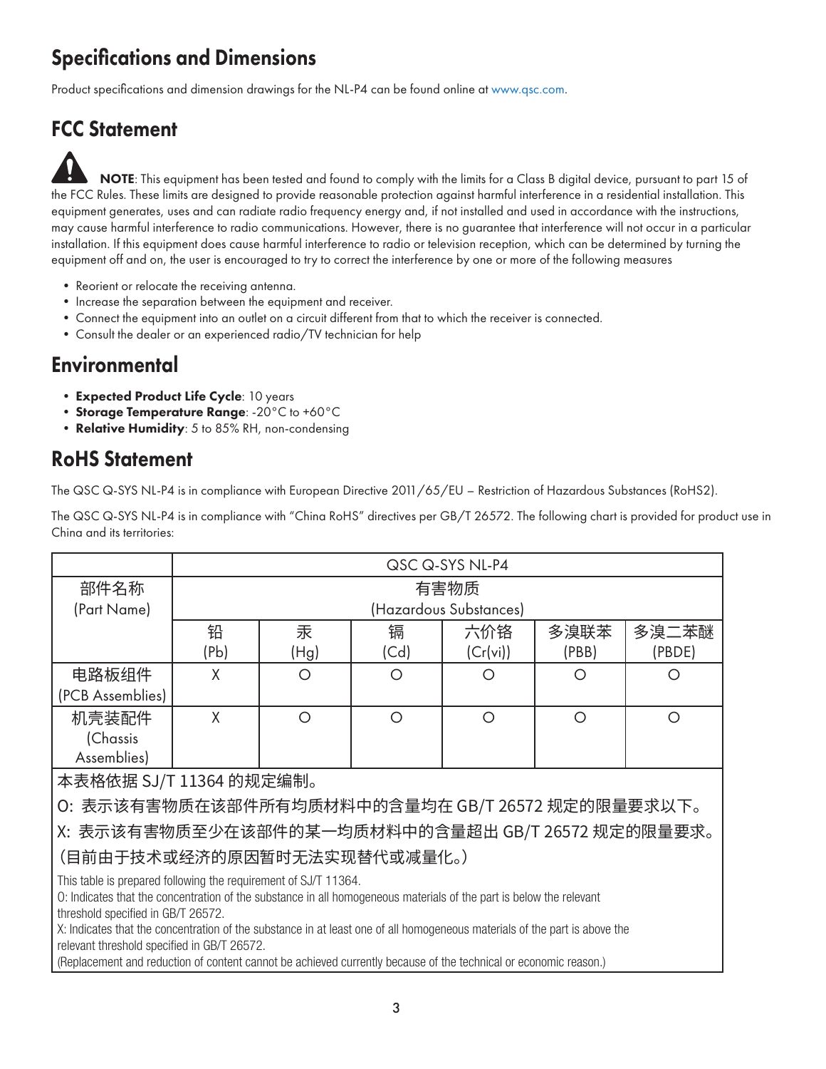## Specifications and Dimensions

Product specifications and dimension drawings for the NL-P4 can be found online at www.qsc.com.

## FCC Statement

**NOTE**: This equipment has been tested and found to comply with the limits for a Class B digital device, pursuant to part 15 of the FCC Rules. These limits are designed to provide reasonable protection against harmful interference in a residential installation. This equipment generates, uses and can radiate radio frequency energy and, if not installed and used in accordance with the instructions, may cause harmful interference to radio communications. However, there is no guarantee that interference will not occur in a particular installation. If this equipment does cause harmful interference to radio or television reception, which can be determined by turning the equipment off and on, the user is encouraged to try to correct the interference by one or more of the following measures

- Reorient or relocate the receiving antenna.
- Increase the separation between the equipment and receiver.
- Connect the equipment into an outlet on a circuit different from that to which the receiver is connected.
- Consult the dealer or an experienced radio/TV technician for help

## Environmental

- **Expected Product Life Cycle**: 10 years
- **Storage Temperature Range**: -20°C to +60°C
- **Relative Humidity**: 5 to 85% RH, non-condensing

## RoHS Statement

The QSC Q-SYS NL-P4 is in compliance with European Directive 2011/65/EU – Restriction of Hazardous Substances (RoHS2).

The QSC Q-SYS NL-P4 is in compliance with "China RoHS" directives per GB/T 26572. The following chart is provided for product use in China and its territories:

| | QSC Q-SYS NL-P4 | | | | | |
|---|---|---|---|---|---|---|
| 部件名称 (Part Name) | 有害物质 (Hazardous Substances) | | | | | |
| | 铅 (Pb) | 汞 (Hg) | 镉 (Cd) | 六价铬 (Cr(vi)) | 多溴联苯 (PBB) | 多溴二苯醚 (PBDE) |
| 电路板组件 (PCB Assemblies) | X | O | O | O | O | O |
| 机壳装配件 (Chassis Assemblies) | X | O | O | O | O | O |

本表格依据 SJ/T 11364 的规定编制。

O: 表示该有害物质在该部件所有均质材料中的含量均在 GB/T 26572 规定的限量要求以下。

X: 表示该有害物质至少在该部件的某一均质材料中的含量超出 GB/T 26572 规定的限量要求。

（目前由于技术或经济的原因暂时无法实现替代或减量化。）

This table is prepared following the requirement of SJ/T 11364.
O: Indicates that the concentration of the substance in all homogeneous materials of the part is below the relevant threshold specified in GB/T 26572.
X: Indicates that the concentration of the substance in at least one of all homogeneous materials of the part is above the relevant threshold specified in GB/T 26572.
(Replacement and reduction of content cannot be achieved currently because of the technical or economic reason.)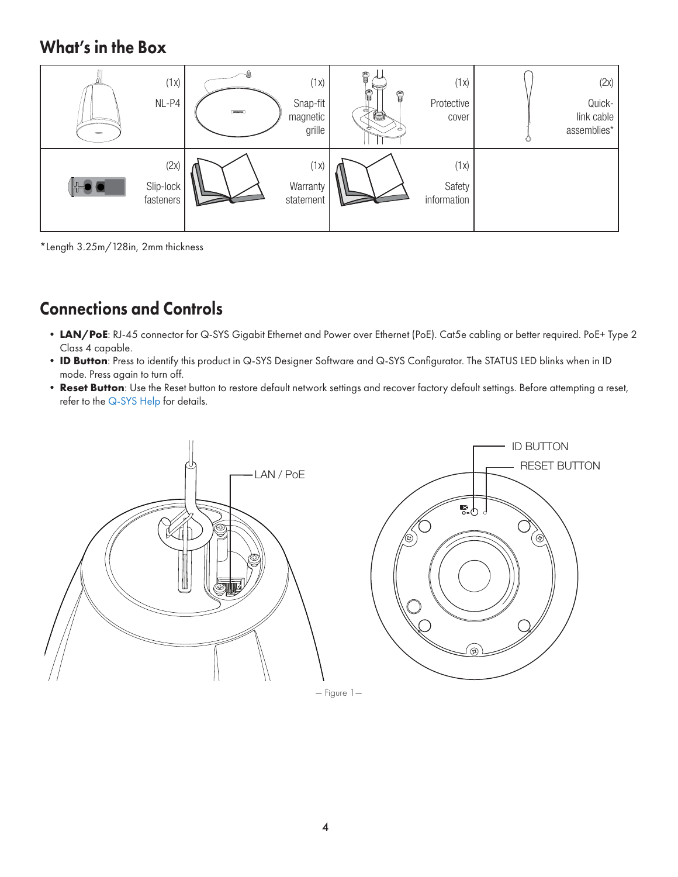## What's in the Box

| | | | |
|---|---|---|---|
| (1x) NL-P4 | (1x) Snap-fit magnetic grille | (1x) Protective cover | (2x) Quick-link cable assemblies* |
| (2x) Slip-lock fasteners | (1x) Warranty statement | (1x) Safety information | |

*Length 3.25m/128in, 2mm thickness

## Connections and Controls

- **LAN/PoE**: RJ-45 connector for Q-SYS Gigabit Ethernet and Power over Ethernet (PoE). Cat5e cabling or better required. PoE+ Type 2 Class 4 capable.
- **ID Button**: Press to identify this product in Q-SYS Designer Software and Q-SYS Configurator. The STATUS LED blinks when in ID mode. Press again to turn off.
- **Reset Button**: Use the Reset button to restore default network settings and recover factory default settings. Before attempting a reset, refer to the Q-SYS Help for details.

LAN / PoE

ID BUTTON

RESET BUTTON

— Figure 1 —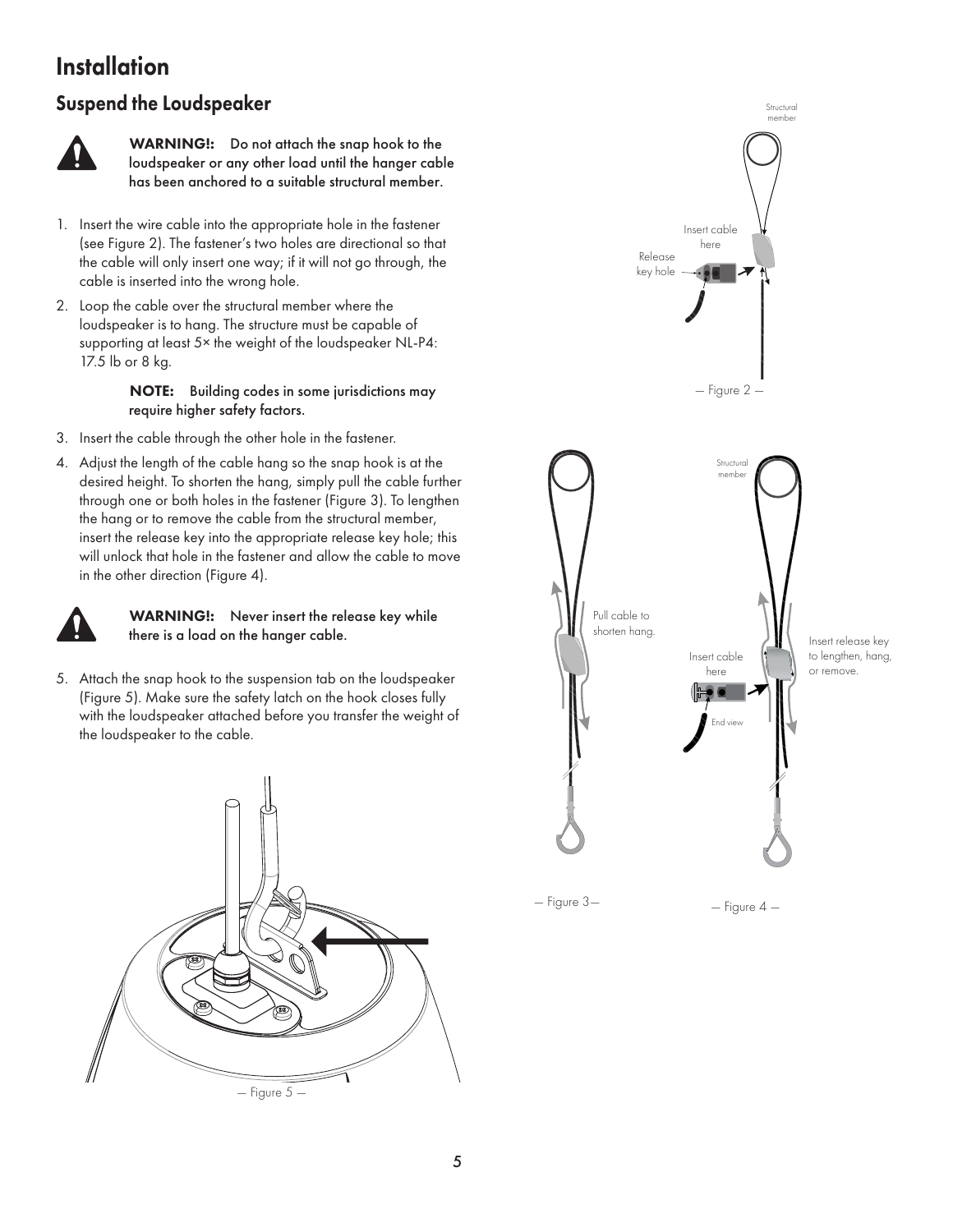# Installation

## Suspend the Loudspeaker

**WARNING!: Do not attach the snap hook to the loudspeaker or any other load until the hanger cable has been anchored to a suitable structural member.**

1. Insert the wire cable into the appropriate hole in the fastener (see Figure 2). The fastener's two holes are directional so that the cable will only insert one way; if it will not go through, the cable is inserted into the wrong hole.
2. Loop the cable over the structural member where the loudspeaker is to hang. The structure must be capable of supporting at least 5× the weight of the loudspeaker NL-P4: 17.5 lb or 8 kg.

   **NOTE: Building codes in some jurisdictions may require higher safety factors.**

3. Insert the cable through the other hole in the fastener.
4. Adjust the length of the cable hang so the snap hook is at the desired height. To shorten the hang, simply pull the cable further through one or both holes in the fastener (Figure 3). To lengthen the hang or to remove the cable from the structural member, insert the release key into the appropriate release key hole; this will unlock that hole in the fastener and allow the cable to move in the other direction (Figure 4).

**WARNING!: Never insert the release key while there is a load on the hanger cable.**

5. Attach the snap hook to the suspension tab on the loudspeaker (Figure 5). Make sure the safety latch on the hook closes fully with the loudspeaker attached before you transfer the weight of the loudspeaker to the cable.

Structural member

Insert cable here

Release key hole

— Figure 2 —

Pull cable to shorten hang.

Structural member

Insert cable here

End view

Insert release key to lengthen, hang, or remove.

— Figure 3—

— Figure 4 —

— Figure 5 —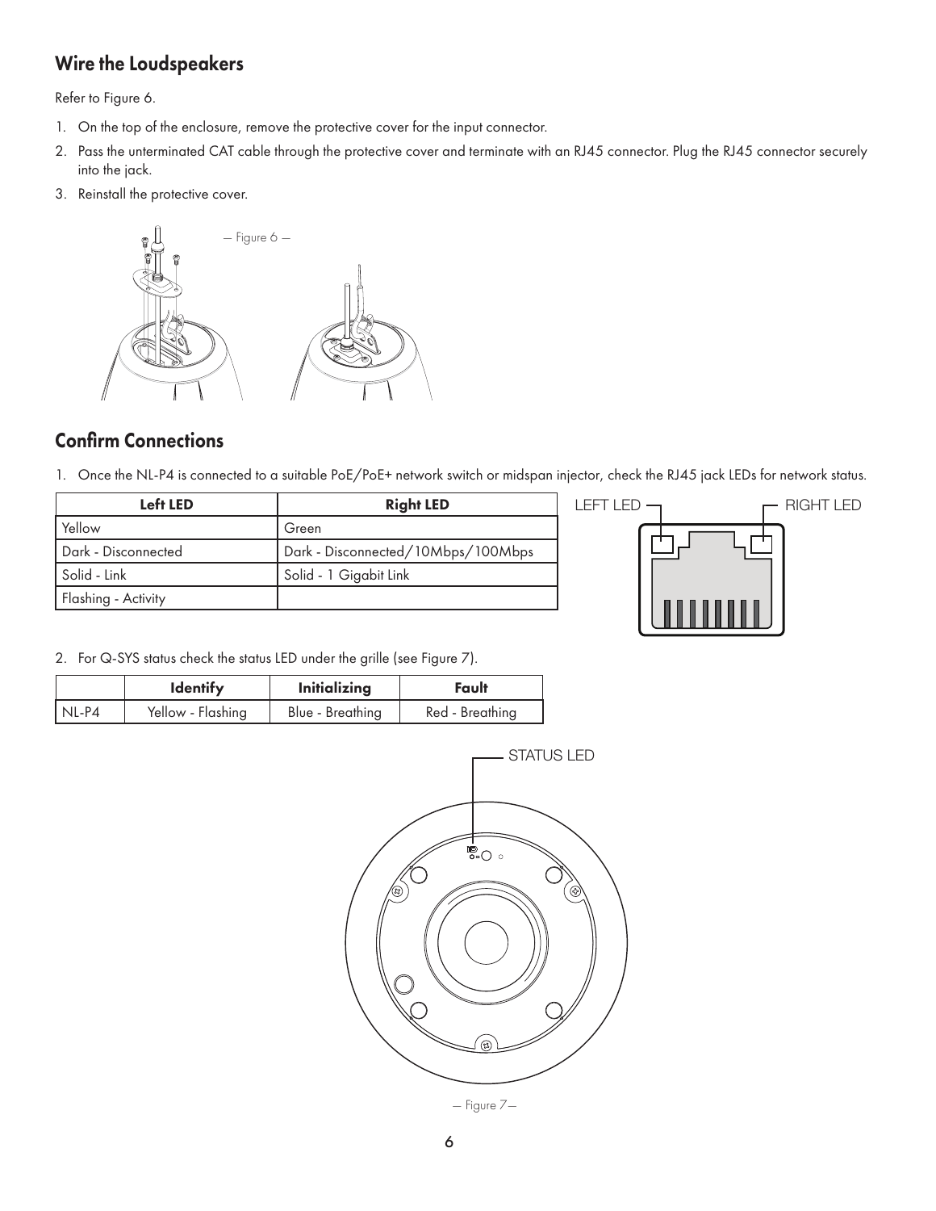## Wire the Loudspeakers

Refer to Figure 6.

1. On the top of the enclosure, remove the protective cover for the input connector.
2. Pass the unterminated CAT cable through the protective cover and terminate with an RJ45 connector. Plug the RJ45 connector securely into the jack.
3. Reinstall the protective cover.

— Figure 6 —

## Confirm Connections

1. Once the NL-P4 is connected to a suitable PoE/PoE+ network switch or midspan injector, check the RJ45 jack LEDs for network status.

| Left LED | Right LED |
|---|---|
| Yellow | Green |
| Dark - Disconnected | Dark - Disconnected/10Mbps/100Mbps |
| Solid - Link | Solid - 1 Gigabit Link |
| Flashing - Activity | |

LEFT LED RIGHT LED

2. For Q-SYS status check the status LED under the grille (see Figure 7).

| | Identify | Initializing | Fault |
|---|---|---|---|
| NL-P4 | Yellow - Flashing | Blue - Breathing | Red - Breathing |

STATUS LED

— Figure 7—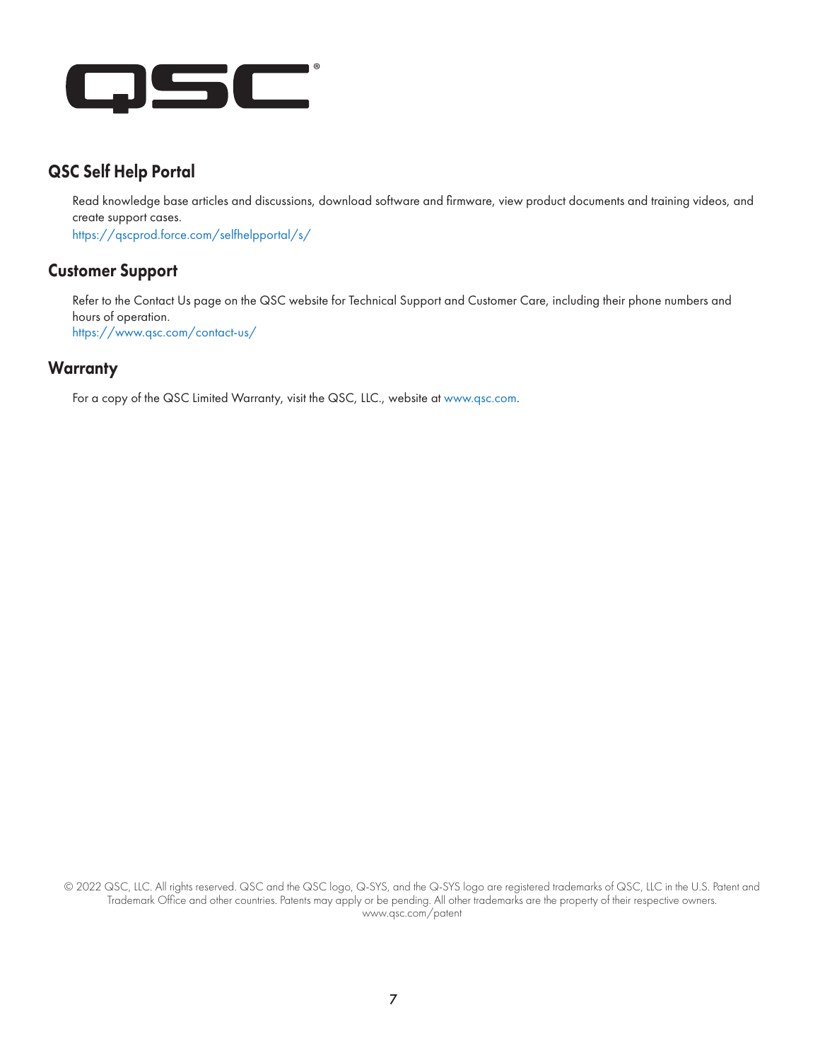## QSC Self Help Portal

Read knowledge base articles and discussions, download software and firmware, view product documents and training videos, and create support cases.
https://qscprod.force.com/selfhelpportal/s/

## Customer Support

Refer to the Contact Us page on the QSC website for Technical Support and Customer Care, including their phone numbers and hours of operation.
https://www.qsc.com/contact-us/

## Warranty

For a copy of the QSC Limited Warranty, visit the QSC, LLC., website at www.qsc.com.

© 2022 QSC, LLC. All rights reserved. QSC and the QSC logo, Q-SYS, and the Q-SYS logo are registered trademarks of QSC, LLC in the U.S. Patent and Trademark Office and other countries. Patents may apply or be pending. All other trademarks are the property of their respective owners.
www.qsc.com/patent